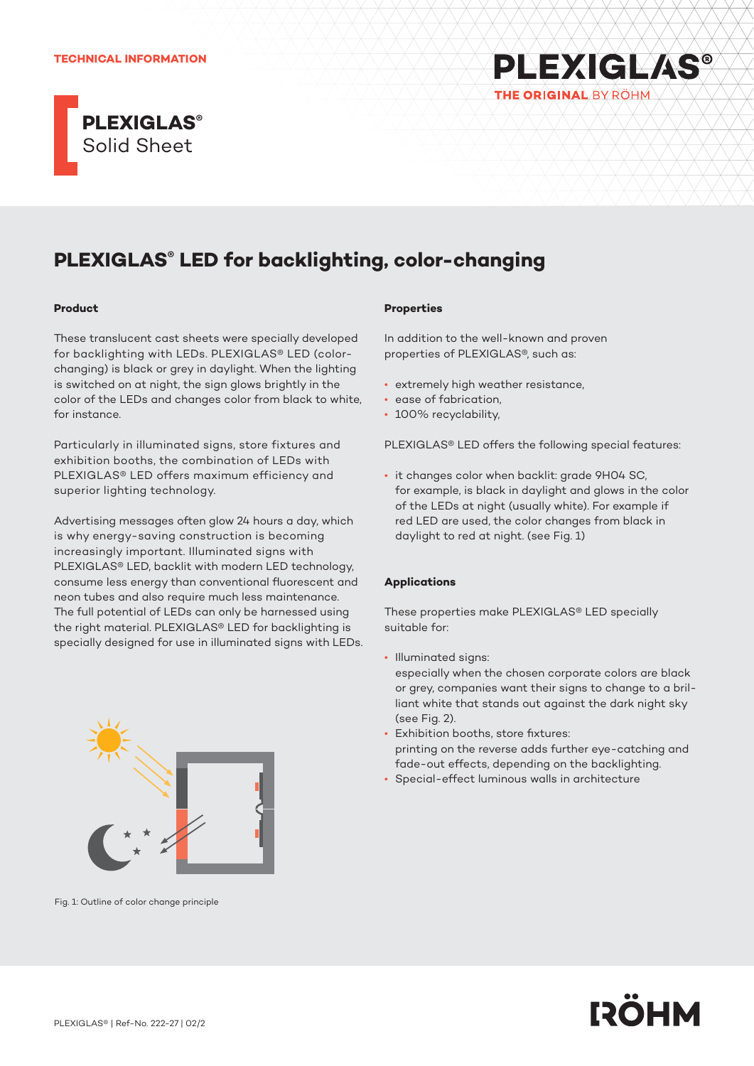TECHNICAL INFORMATION

# PLEXIGLAS® Solid Sheet

## PLEXIGLAS® LED for backlighting, color-changing

### Product

These translucent cast sheets were specially developed for backlighting with LEDs. PLEXIGLAS® LED (color-changing) is black or grey in daylight. When the lighting is switched on at night, the sign glows brightly in the color of the LEDs and changes color from black to white, for instance.

Particularly in illuminated signs, store fixtures and exhibition booths, the combination of LEDs with PLEXIGLAS® LED offers maximum efficiency and superior lighting technology.

Advertising messages often glow 24 hours a day, which is why energy-saving construction is becoming increasingly important. Illuminated signs with PLEXIGLAS® LED, backlit with modern LED technology, consume less energy than conventional fluorescent and neon tubes and also require much less maintenance. The full potential of LEDs can only be harnessed using the right material. PLEXIGLAS® LED for backlighting is specially designed for use in illuminated signs with LEDs.

Fig. 1: Outline of color change principle

### Properties

In addition to the well-known and proven properties of PLEXIGLAS®, such as:

- extremely high weather resistance,
- ease of fabrication,
- 100% recyclability,

PLEXIGLAS® LED offers the following special features:

- it changes color when backlit: grade 9H04 SC, for example, is black in daylight and glows in the color of the LEDs at night (usually white). For example if red LED are used, the color changes from black in daylight to red at night. (see Fig. 1)

### Applications

These properties make PLEXIGLAS® LED specially suitable for:

- Illuminated signs: especially when the chosen corporate colors are black or grey, companies want their signs to change to a brilliant white that stands out against the dark night sky (see Fig. 2).
- Exhibition booths, store fixtures: printing on the reverse adds further eye-catching and fade-out effects, depending on the backlighting.
- Special-effect luminous walls in architecture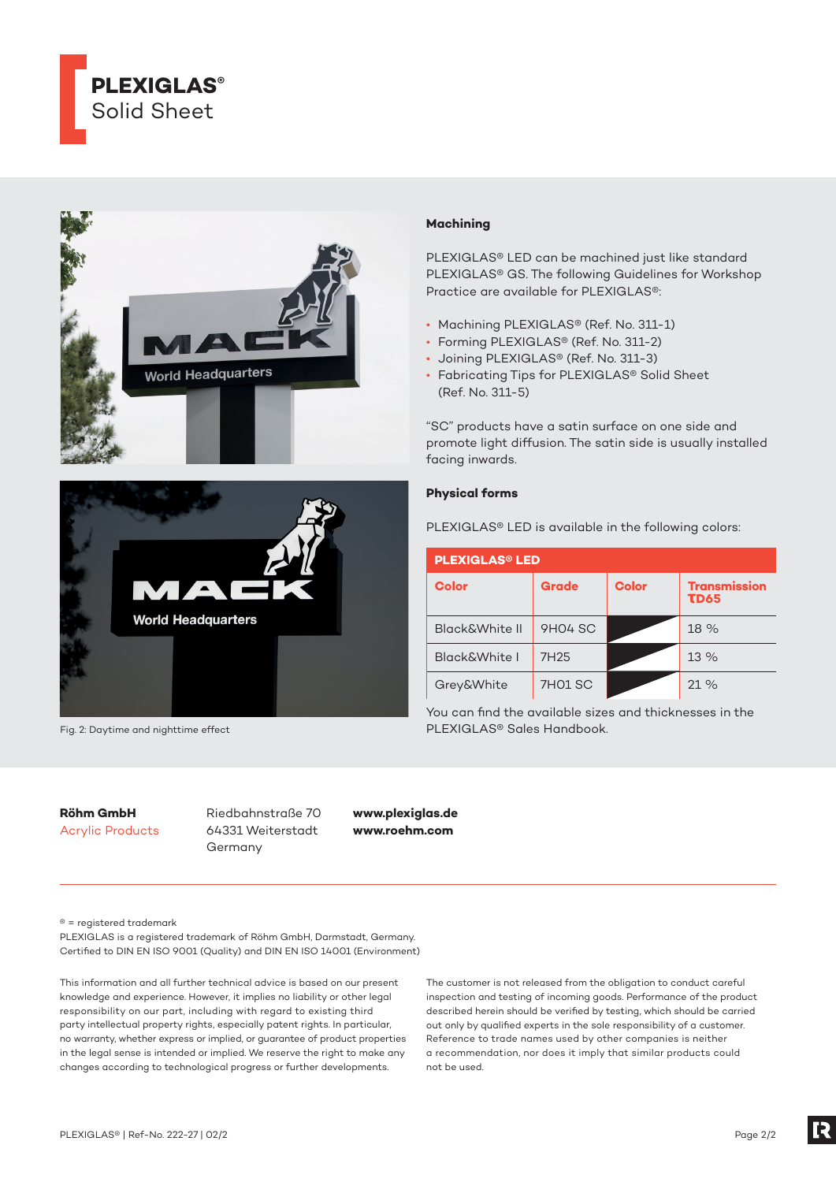**PLEXIGLAS®**
Solid Sheet

Fig. 2: Daytime and nighttime effect

## Machining

PLEXIGLAS® LED can be machined just like standard PLEXIGLAS® GS. The following Guidelines for Workshop Practice are available for PLEXIGLAS®:

- Machining PLEXIGLAS® (Ref. No. 311-1)
- Forming PLEXIGLAS® (Ref. No. 311-2)
- Joining PLEXIGLAS® (Ref. No. 311-3)
- Fabricating Tips for PLEXIGLAS® Solid Sheet (Ref. No. 311-5)

"SC" products have a satin surface on one side and promote light diffusion. The satin side is usually installed facing inwards.

## Physical forms

PLEXIGLAS® LED is available in the following colors:

| PLEXIGLAS® LED | | | |
|---|---|---|---|
| **Color** | **Grade** | **Color** | **Transmission TD65** |
| Black&White II | 9H04 SC | | 18 % |
| Black&White I | 7H25 | | 13 % |
| Grey&White | 7H01 SC | | 21 % |

You can find the available sizes and thicknesses in the PLEXIGLAS® Sales Handbook.

**Röhm GmbH**
Acrylic Products

Riedbahnstraße 70
64331 Weiterstadt
Germany

**www.plexiglas.de**
**www.roehm.com**

® = registered trademark
PLEXIGLAS is a registered trademark of Röhm GmbH, Darmstadt, Germany.
Certified to DIN EN ISO 9001 (Quality) and DIN EN ISO 14001 (Environment)

This information and all further technical advice is based on our present knowledge and experience. However, it implies no liability or other legal responsibility on our part, including with regard to existing third party intellectual property rights, especially patent rights. In particular, no warranty, whether express or implied, or guarantee of product properties in the legal sense is intended or implied. We reserve the right to make any changes according to technological progress or further developments.

The customer is not released from the obligation to conduct careful inspection and testing of incoming goods. Performance of the product described herein should be verified by testing, which should be carried out only by qualified experts in the sole responsibility of a customer. Reference to trade names used by other companies is neither a recommendation, nor does it imply that similar products could not be used.

PLEXIGLAS® | Ref-No. 222-27 | 02/2